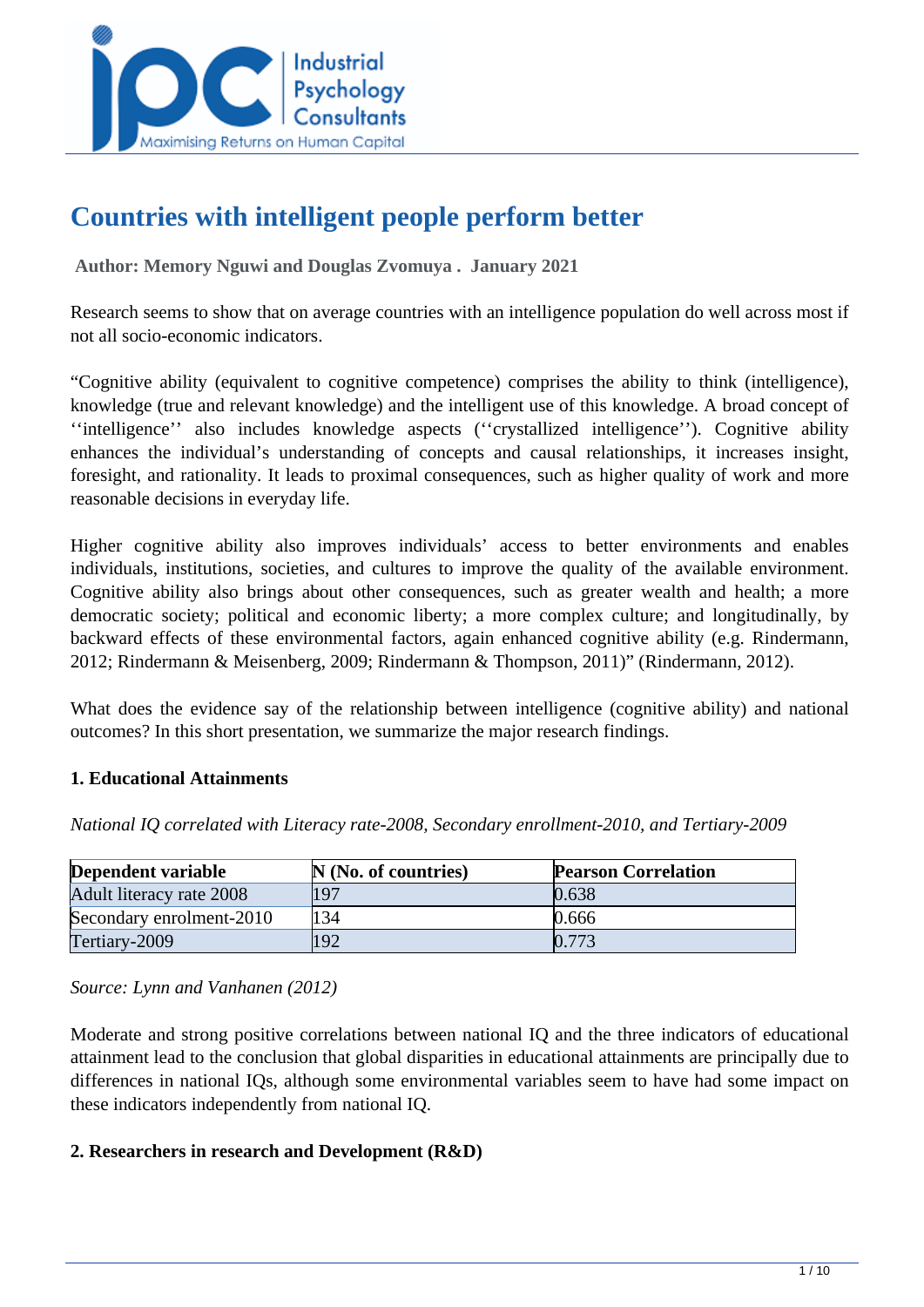# Countries with intelligent people perform better

**Author: Memory Nguwi and Douglas Zvomuya . January 2021**

Research seems to show that on average countries with an intelligence population do well across most if not all socio-economic indicators.

“Cognitive ability (equivalent to cognitive competence) comprises the ability to think (intelligence), knowledge (true and relevant knowledge) and the intelligent use of this knowledge. A broad concept of ‘‘intelligence’’ also includes knowledge aspects (‘‘crystallized intelligence’’). Cognitive ability enhances the individual’s understanding of concepts and causal relationships, it increases insight, foresight, and rationality. It leads to proximal consequences, such as higher quality of work and more reasonable decisions in everyday life.

Higher cognitive ability also improves individuals’ access to better environments and enables individuals, institutions, societies, and cultures to improve the quality of the available environment. Cognitive ability also brings about other consequences, such as greater wealth and health; a more democratic society; political and economic liberty; a more complex culture; and longitudinally, by backward effects of these environmental factors, again enhanced cognitive ability (e.g. Rindermann, 2012; Rindermann & Meisenberg, 2009; Rindermann & Thompson, 2011)” (Rindermann, 2012).

What does the evidence say of the relationship between intelligence (cognitive ability) and national outcomes? In this short presentation, we summarize the major research findings.

### 1. Educational Attainments

*National IQ correlated with Literacy rate-2008, Secondary enrollment-2010, and Tertiary-2009*

| Dependent variable | N (No. of countries) | Pearson Correlation |
|---|---|---|
| Adult literacy rate 2008 | 197 | 0.638 |
| Secondary enrolment-2010 | 134 | 0.666 |
| Tertiary-2009 | 192 | 0.773 |

*Source: Lynn and Vanhanen (2012)*

Moderate and strong positive correlations between national IQ and the three indicators of educational attainment lead to the conclusion that global disparities in educational attainments are principally due to differences in national IQs, although some environmental variables seem to have had some impact on these indicators independently from national IQ.

### 2. Researchers in research and Development (R&D)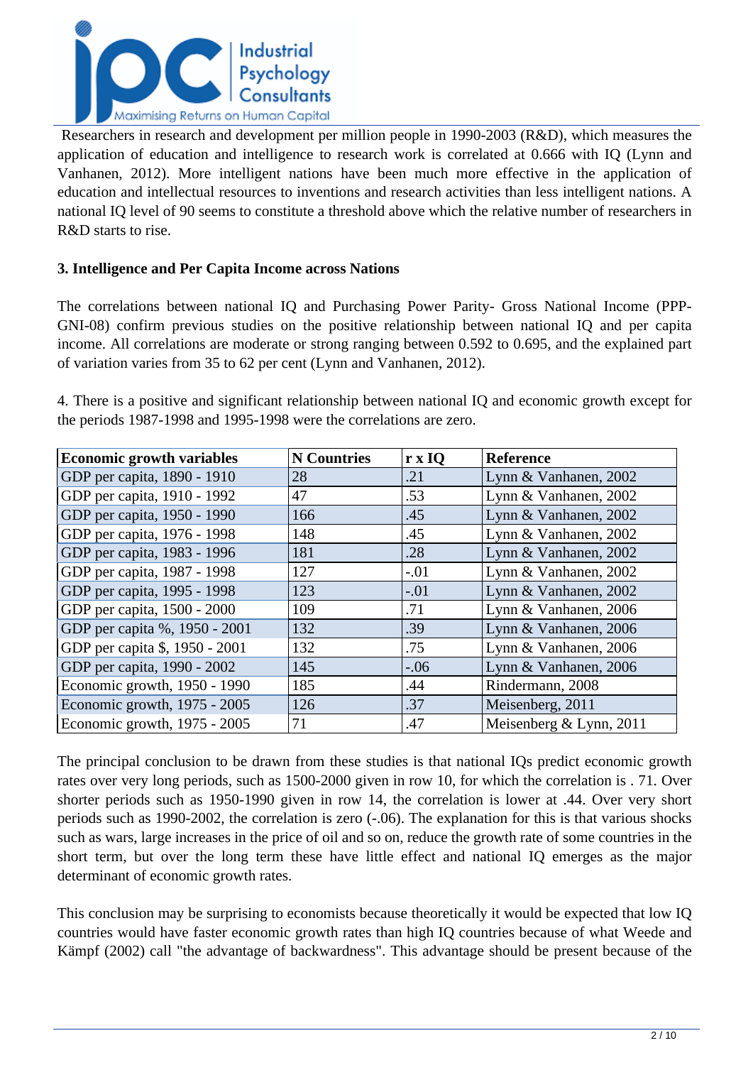Researchers in research and development per million people in 1990-2003 (R&D), which measures the application of education and intelligence to research work is correlated at 0.666 with IQ (Lynn and Vanhanen, 2012). More intelligent nations have been much more effective in the application of education and intellectual resources to inventions and research activities than less intelligent nations. A national IQ level of 90 seems to constitute a threshold above which the relative number of researchers in R&D starts to rise.

### 3. Intelligence and Per Capita Income across Nations

The correlations between national IQ and Purchasing Power Parity- Gross National Income (PPP-GNI-08) confirm previous studies on the positive relationship between national IQ and per capita income. All correlations are moderate or strong ranging between 0.592 to 0.695, and the explained part of variation varies from 35 to 62 per cent (Lynn and Vanhanen, 2012).

4. There is a positive and significant relationship between national IQ and economic growth except for the periods 1987-1998 and 1995-1998 were the correlations are zero.

| Economic growth variables | N Countries | r x IQ | Reference |
|---|---|---|---|
| GDP per capita, 1890 - 1910 | 28 | .21 | Lynn & Vanhanen, 2002 |
| GDP per capita, 1910 - 1992 | 47 | .53 | Lynn & Vanhanen, 2002 |
| GDP per capita, 1950 - 1990 | 166 | .45 | Lynn & Vanhanen, 2002 |
| GDP per capita, 1976 - 1998 | 148 | .45 | Lynn & Vanhanen, 2002 |
| GDP per capita, 1983 - 1996 | 181 | .28 | Lynn & Vanhanen, 2002 |
| GDP per capita, 1987 - 1998 | 127 | -.01 | Lynn & Vanhanen, 2002 |
| GDP per capita, 1995 - 1998 | 123 | -.01 | Lynn & Vanhanen, 2002 |
| GDP per capita, 1500 - 2000 | 109 | .71 | Lynn & Vanhanen, 2006 |
| GDP per capita %, 1950 - 2001 | 132 | .39 | Lynn & Vanhanen, 2006 |
| GDP per capita $, 1950 - 2001 | 132 | .75 | Lynn & Vanhanen, 2006 |
| GDP per capita, 1990 - 2002 | 145 | -.06 | Lynn & Vanhanen, 2006 |
| Economic growth, 1950 - 1990 | 185 | .44 | Rindermann, 2008 |
| Economic growth, 1975 - 2005 | 126 | .37 | Meisenberg, 2011 |
| Economic growth, 1975 - 2005 | 71 | .47 | Meisenberg & Lynn, 2011 |

The principal conclusion to be drawn from these studies is that national IQs predict economic growth rates over very long periods, such as 1500-2000 given in row 10, for which the correlation is . 71. Over shorter periods such as 1950-1990 given in row 14, the correlation is lower at .44. Over very short periods such as 1990-2002, the correlation is zero (-.06). The explanation for this is that various shocks such as wars, large increases in the price of oil and so on, reduce the growth rate of some countries in the short term, but over the long term these have little effect and national IQ emerges as the major determinant of economic growth rates.

This conclusion may be surprising to economists because theoretically it would be expected that low IQ countries would have faster economic growth rates than high IQ countries because of what Weede and Kämpf (2002) call "the advantage of backwardness". This advantage should be present because of the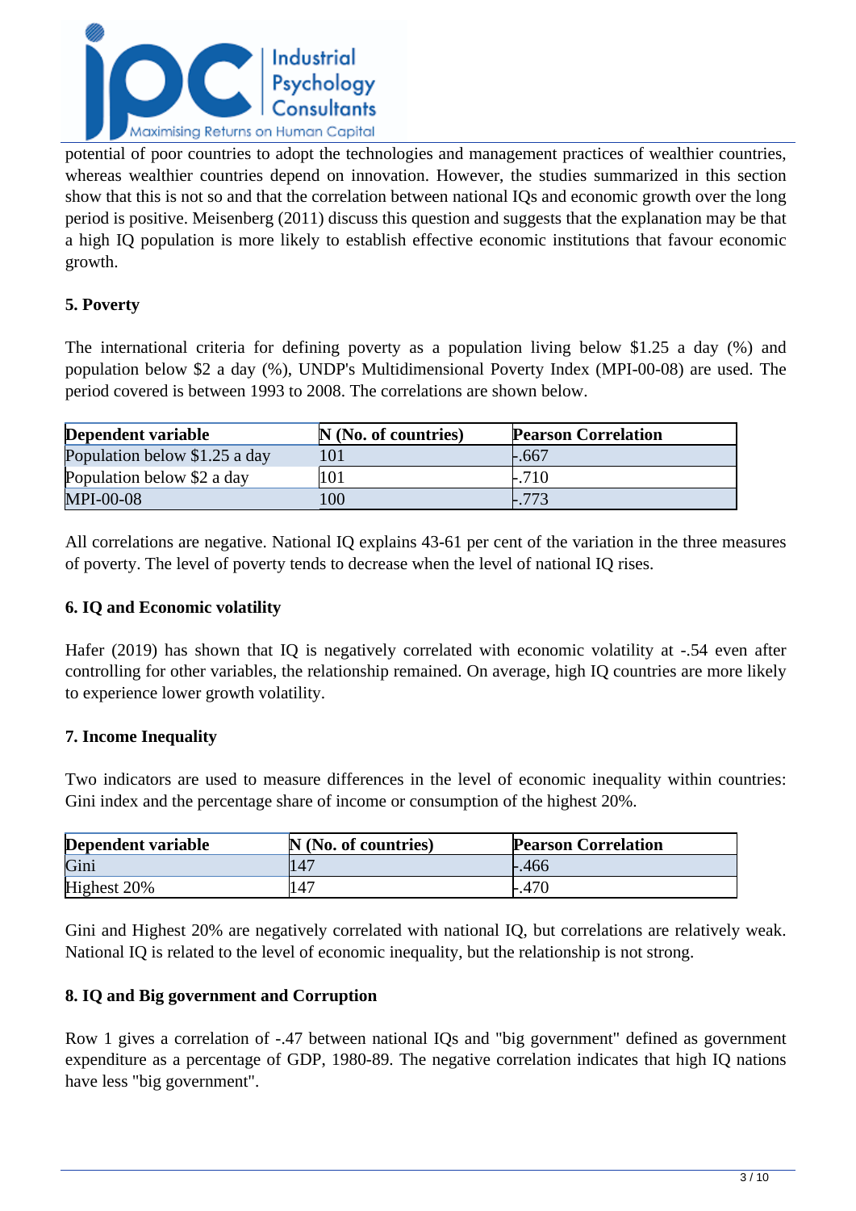potential of poor countries to adopt the technologies and management practices of wealthier countries, whereas wealthier countries depend on innovation. However, the studies summarized in this section show that this is not so and that the correlation between national IQs and economic growth over the long period is positive. Meisenberg (2011) discuss this question and suggests that the explanation may be that a high IQ population is more likely to establish effective economic institutions that favour economic growth.

**5. Poverty**

The international criteria for defining poverty as a population living below \$1.25 a day (%) and population below \$2 a day (%), UNDP's Multidimensional Poverty Index (MPI-00-08) are used. The period covered is between 1993 to 2008. The correlations are shown below.

| Dependent variable | N (No. of countries) | Pearson Correlation |
|---|---|---|
| Population below \$1.25 a day | 101 | -.667 |
| Population below \$2 a day | 101 | -.710 |
| MPI-00-08 | 100 | -.773 |

All correlations are negative. National IQ explains 43-61 per cent of the variation in the three measures of poverty. The level of poverty tends to decrease when the level of national IQ rises.

**6. IQ and Economic volatility**

Hafer (2019) has shown that IQ is negatively correlated with economic volatility at -.54 even after controlling for other variables, the relationship remained. On average, high IQ countries are more likely to experience lower growth volatility.

**7. Income Inequality**

Two indicators are used to measure differences in the level of economic inequality within countries: Gini index and the percentage share of income or consumption of the highest 20%.

| Dependent variable | N (No. of countries) | Pearson Correlation |
|---|---|---|
| Gini | 147 | -.466 |
| Highest 20% | 147 | -.470 |

Gini and Highest 20% are negatively correlated with national IQ, but correlations are relatively weak. National IQ is related to the level of economic inequality, but the relationship is not strong.

**8. IQ and Big government and Corruption**

Row 1 gives a correlation of -.47 between national IQs and "big government" defined as government expenditure as a percentage of GDP, 1980-89. The negative correlation indicates that high IQ nations have less "big government".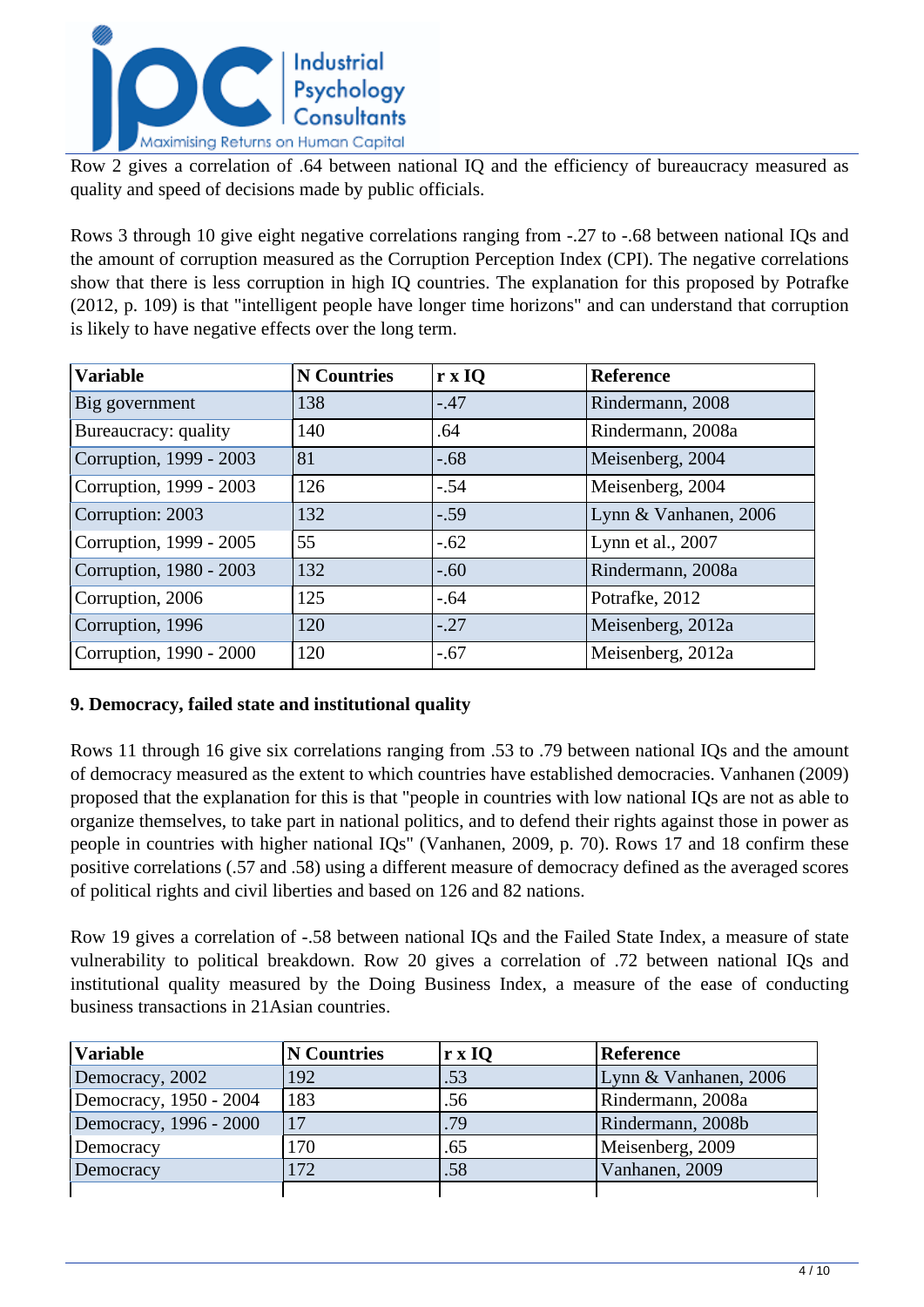Row 2 gives a correlation of .64 between national IQ and the efficiency of bureaucracy measured as quality and speed of decisions made by public officials.

Rows 3 through 10 give eight negative correlations ranging from -.27 to -.68 between national IQs and the amount of corruption measured as the Corruption Perception Index (CPI). The negative correlations show that there is less corruption in high IQ countries. The explanation for this proposed by Potrafke (2012, p. 109) is that "intelligent people have longer time horizons" and can understand that corruption is likely to have negative effects over the long term.

| Variable | N Countries | r x IQ | Reference |
|---|---|---|---|
| Big government | 138 | -.47 | Rindermann, 2008 |
| Bureaucracy: quality | 140 | .64 | Rindermann, 2008a |
| Corruption, 1999 - 2003 | 81 | -.68 | Meisenberg, 2004 |
| Corruption, 1999 - 2003 | 126 | -.54 | Meisenberg, 2004 |
| Corruption: 2003 | 132 | -.59 | Lynn & Vanhanen, 2006 |
| Corruption, 1999 - 2005 | 55 | -.62 | Lynn et al., 2007 |
| Corruption, 1980 - 2003 | 132 | -.60 | Rindermann, 2008a |
| Corruption, 2006 | 125 | -.64 | Potrafke, 2012 |
| Corruption, 1996 | 120 | -.27 | Meisenberg, 2012a |
| Corruption, 1990 - 2000 | 120 | -.67 | Meisenberg, 2012a |

**9. Democracy, failed state and institutional quality**

Rows 11 through 16 give six correlations ranging from .53 to .79 between national IQs and the amount of democracy measured as the extent to which countries have established democracies. Vanhanen (2009) proposed that the explanation for this is that "people in countries with low national IQs are not as able to organize themselves, to take part in national politics, and to defend their rights against those in power as people in countries with higher national IQs" (Vanhanen, 2009, p. 70). Rows 17 and 18 confirm these positive correlations (.57 and .58) using a different measure of democracy defined as the averaged scores of political rights and civil liberties and based on 126 and 82 nations.

Row 19 gives a correlation of -.58 between national IQs and the Failed State Index, a measure of state vulnerability to political breakdown. Row 20 gives a correlation of .72 between national IQs and institutional quality measured by the Doing Business Index, a measure of the ease of conducting business transactions in 21Asian countries.

| Variable | N Countries | r x IQ | Reference |
|---|---|---|---|
| Democracy, 2002 | 192 | .53 | Lynn & Vanhanen, 2006 |
| Democracy, 1950 - 2004 | 183 | .56 | Rindermann, 2008a |
| Democracy, 1996 - 2000 | 17 | .79 | Rindermann, 2008b |
| Democracy | 170 | .65 | Meisenberg, 2009 |
| Democracy | 172 | .58 | Vanhanen, 2009 |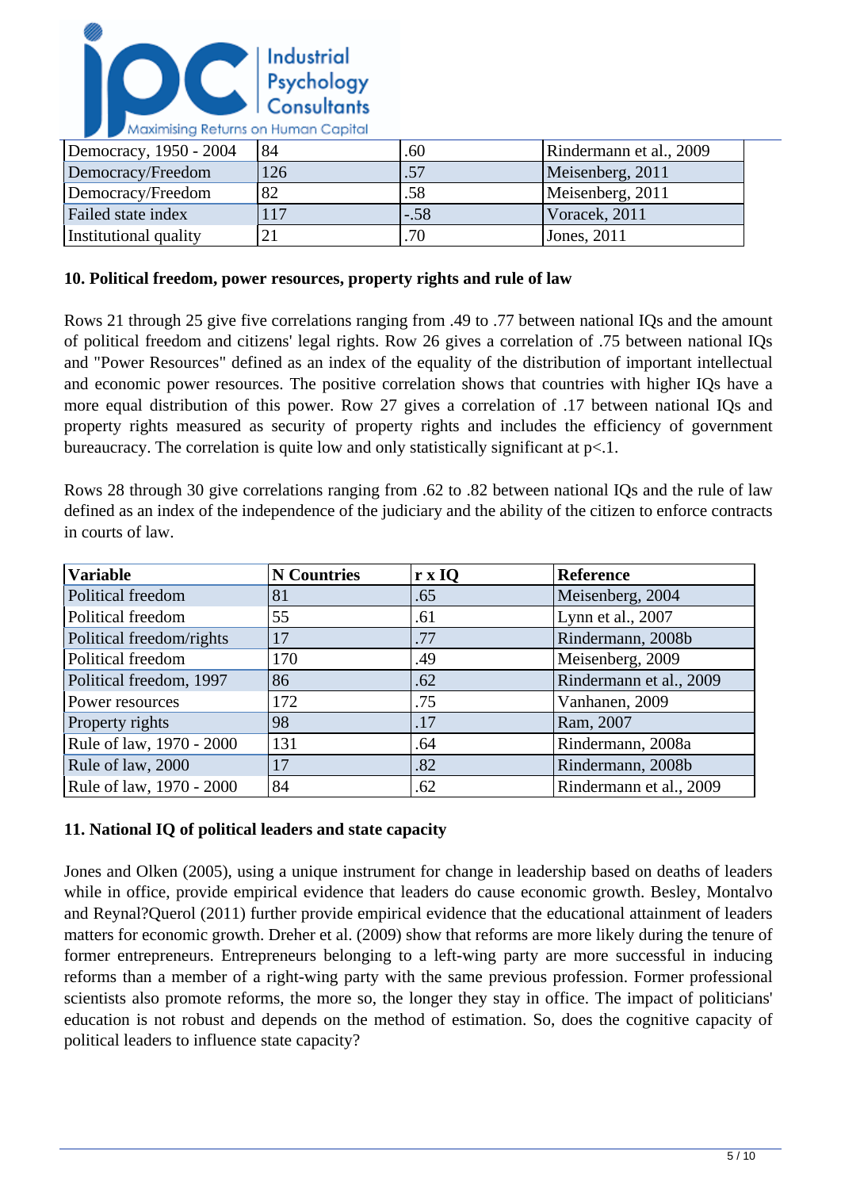| | | | |
|---|---|---|---|
| Democracy, 1950 - 2004 | 84 | .60 | Rindermann et al., 2009 |
| Democracy/Freedom | 126 | .57 | Meisenberg, 2011 |
| Democracy/Freedom | 82 | .58 | Meisenberg, 2011 |
| Failed state index | 117 | -.58 | Voracek, 2011 |
| Institutional quality | 21 | .70 | Jones, 2011 |

**10. Political freedom, power resources, property rights and rule of law**

Rows 21 through 25 give five correlations ranging from .49 to .77 between national IQs and the amount of political freedom and citizens' legal rights. Row 26 gives a correlation of .75 between national IQs and "Power Resources" defined as an index of the equality of the distribution of important intellectual and economic power resources. The positive correlation shows that countries with higher IQs have a more equal distribution of this power. Row 27 gives a correlation of .17 between national IQs and property rights measured as security of property rights and includes the efficiency of government bureaucracy. The correlation is quite low and only statistically significant at $p<.1$.

Rows 28 through 30 give correlations ranging from .62 to .82 between national IQs and the rule of law defined as an index of the independence of the judiciary and the ability of the citizen to enforce contracts in courts of law.

| Variable | N Countries | r x IQ | Reference |
|---|---|---|---|
| Political freedom | 81 | .65 | Meisenberg, 2004 |
| Political freedom | 55 | .61 | Lynn et al., 2007 |
| Political freedom/rights | 17 | .77 | Rindermann, 2008b |
| Political freedom | 170 | .49 | Meisenberg, 2009 |
| Political freedom, 1997 | 86 | .62 | Rindermann et al., 2009 |
| Power resources | 172 | .75 | Vanhanen, 2009 |
| Property rights | 98 | .17 | Ram, 2007 |
| Rule of law, 1970 - 2000 | 131 | .64 | Rindermann, 2008a |
| Rule of law, 2000 | 17 | .82 | Rindermann, 2008b |
| Rule of law, 1970 - 2000 | 84 | .62 | Rindermann et al., 2009 |

**11. National IQ of political leaders and state capacity**

Jones and Olken (2005), using a unique instrument for change in leadership based on deaths of leaders while in office, provide empirical evidence that leaders do cause economic growth. Besley, Montalvo and Reynal?Querol (2011) further provide empirical evidence that the educational attainment of leaders matters for economic growth. Dreher et al. (2009) show that reforms are more likely during the tenure of former entrepreneurs. Entrepreneurs belonging to a left-wing party are more successful in inducing reforms than a member of a right-wing party with the same previous profession. Former professional scientists also promote reforms, the more so, the longer they stay in office. The impact of politicians' education is not robust and depends on the method of estimation. So, does the cognitive capacity of political leaders to influence state capacity?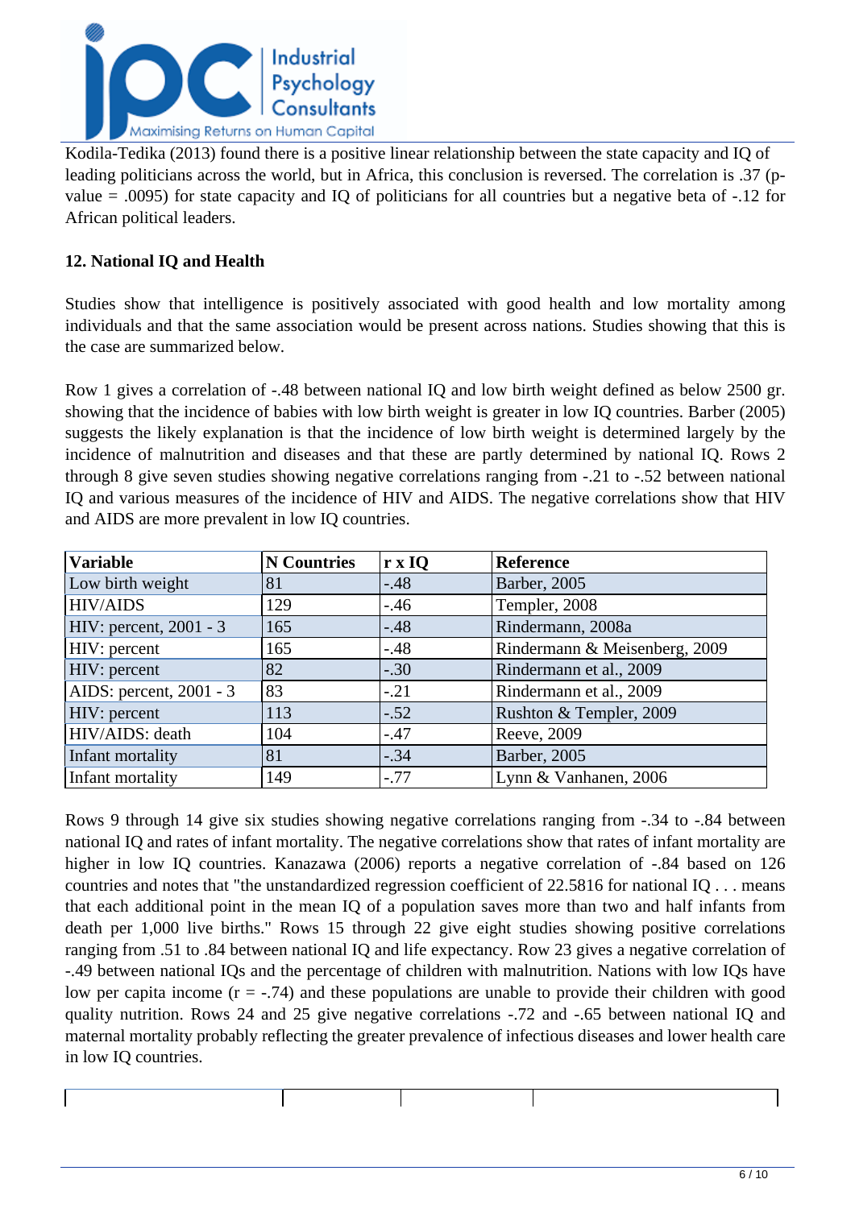Kodila-Tedika (2013) found there is a positive linear relationship between the state capacity and IQ of leading politicians across the world, but in Africa, this conclusion is reversed. The correlation is .37 (p-value = .0095) for state capacity and IQ of politicians for all countries but a negative beta of -.12 for African political leaders.

## 12. National IQ and Health

Studies show that intelligence is positively associated with good health and low mortality among individuals and that the same association would be present across nations. Studies showing that this is the case are summarized below.

Row 1 gives a correlation of -.48 between national IQ and low birth weight defined as below 2500 gr. showing that the incidence of babies with low birth weight is greater in low IQ countries. Barber (2005) suggests the likely explanation is that the incidence of low birth weight is determined largely by the incidence of malnutrition and diseases and that these are partly determined by national IQ. Rows 2 through 8 give seven studies showing negative correlations ranging from -.21 to -.52 between national IQ and various measures of the incidence of HIV and AIDS. The negative correlations show that HIV and AIDS are more prevalent in low IQ countries.

| Variable | N Countries | r x IQ | Reference |
|---|---|---|---|
| Low birth weight | 81 | -.48 | Barber, 2005 |
| HIV/AIDS | 129 | -.46 | Templer, 2008 |
| HIV: percent, 2001 - 3 | 165 | -.48 | Rindermann, 2008a |
| HIV: percent | 165 | -.48 | Rindermann & Meisenberg, 2009 |
| HIV: percent | 82 | -.30 | Rindermann et al., 2009 |
| AIDS: percent, 2001 - 3 | 83 | -.21 | Rindermann et al., 2009 |
| HIV: percent | 113 | -.52 | Rushton & Templer, 2009 |
| HIV/AIDS: death | 104 | -.47 | Reeve, 2009 |
| Infant mortality | 81 | -.34 | Barber, 2005 |
| Infant mortality | 149 | -.77 | Lynn & Vanhanen, 2006 |

Rows 9 through 14 give six studies showing negative correlations ranging from -.34 to -.84 between national IQ and rates of infant mortality. The negative correlations show that rates of infant mortality are higher in low IQ countries. Kanazawa (2006) reports a negative correlation of -.84 based on 126 countries and notes that "the unstandardized regression coefficient of 22.5816 for national IQ . . . means that each additional point in the mean IQ of a population saves more than two and half infants from death per 1,000 live births." Rows 15 through 22 give eight studies showing positive correlations ranging from .51 to .84 between national IQ and life expectancy. Row 23 gives a negative correlation of -.49 between national IQs and the percentage of children with malnutrition. Nations with low IQs have low per capita income (r = -.74) and these populations are unable to provide their children with good quality nutrition. Rows 24 and 25 give negative correlations -.72 and -.65 between national IQ and maternal mortality probably reflecting the greater prevalence of infectious diseases and lower health care in low IQ countries.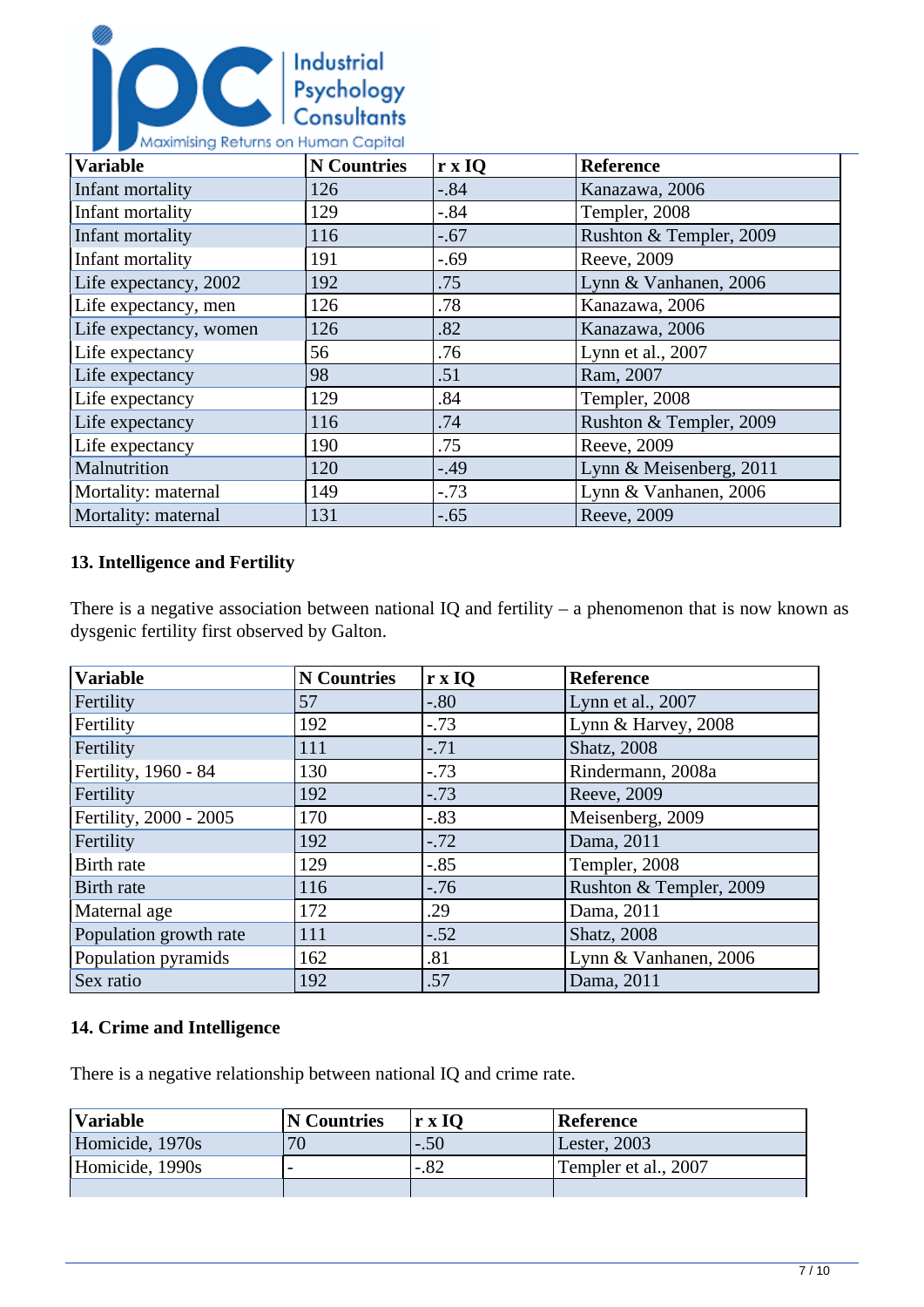| Variable | N Countries | r x IQ | Reference |
|---|---|---|---|
| Infant mortality | 126 | -.84 | Kanazawa, 2006 |
| Infant mortality | 129 | -.84 | Templer, 2008 |
| Infant mortality | 116 | -.67 | Rushton & Templer, 2009 |
| Infant mortality | 191 | -.69 | Reeve, 2009 |
| Life expectancy, 2002 | 192 | .75 | Lynn & Vanhanen, 2006 |
| Life expectancy, men | 126 | .78 | Kanazawa, 2006 |
| Life expectancy, women | 126 | .82 | Kanazawa, 2006 |
| Life expectancy | 56 | .76 | Lynn et al., 2007 |
| Life expectancy | 98 | .51 | Ram, 2007 |
| Life expectancy | 129 | .84 | Templer, 2008 |
| Life expectancy | 116 | .74 | Rushton & Templer, 2009 |
| Life expectancy | 190 | .75 | Reeve, 2009 |
| Malnutrition | 120 | -.49 | Lynn & Meisenberg, 2011 |
| Mortality: maternal | 149 | -.73 | Lynn & Vanhanen, 2006 |
| Mortality: maternal | 131 | -.65 | Reeve, 2009 |

### 13. Intelligence and Fertility

There is a negative association between national IQ and fertility – a phenomenon that is now known as dysgenic fertility first observed by Galton.

| Variable | N Countries | r x IQ | Reference |
|---|---|---|---|
| Fertility | 57 | -.80 | Lynn et al., 2007 |
| Fertility | 192 | -.73 | Lynn & Harvey, 2008 |
| Fertility | 111 | -.71 | Shatz, 2008 |
| Fertility, 1960 - 84 | 130 | -.73 | Rindermann, 2008a |
| Fertility | 192 | -.73 | Reeve, 2009 |
| Fertility, 2000 - 2005 | 170 | -.83 | Meisenberg, 2009 |
| Fertility | 192 | -.72 | Dama, 2011 |
| Birth rate | 129 | -.85 | Templer, 2008 |
| Birth rate | 116 | -.76 | Rushton & Templer, 2009 |
| Maternal age | 172 | .29 | Dama, 2011 |
| Population growth rate | 111 | -.52 | Shatz, 2008 |
| Population pyramids | 162 | .81 | Lynn & Vanhanen, 2006 |
| Sex ratio | 192 | .57 | Dama, 2011 |

### 14. Crime and Intelligence

There is a negative relationship between national IQ and crime rate.

| Variable | N Countries | r x IQ | Reference |
|---|---|---|---|
| Homicide, 1970s | 70 | -.50 | Lester, 2003 |
| Homicide, 1990s | - | -.82 | Templer et al., 2007 |
| | | | |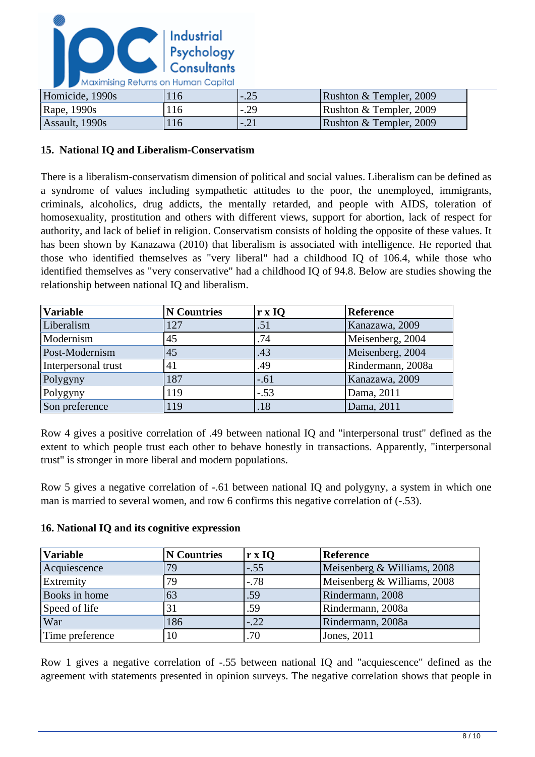| | | | |
|---|---|---|---|
| Homicide, 1990s | 116 | -.25 | Rushton & Templer, 2009 |
| Rape, 1990s | 116 | -.29 | Rushton & Templer, 2009 |
| Assault, 1990s | 116 | -.21 | Rushton & Templer, 2009 |

### 15. National IQ and Liberalism-Conservatism

There is a liberalism-conservatism dimension of political and social values. Liberalism can be defined as a syndrome of values including sympathetic attitudes to the poor, the unemployed, immigrants, criminals, alcoholics, drug addicts, the mentally retarded, and people with AIDS, toleration of homosexuality, prostitution and others with different views, support for abortion, lack of respect for authority, and lack of belief in religion. Conservatism consists of holding the opposite of these values. It has been shown by Kanazawa (2010) that liberalism is associated with intelligence. He reported that those who identified themselves as "very liberal" had a childhood IQ of 106.4, while those who identified themselves as "very conservative" had a childhood IQ of 94.8. Below are studies showing the relationship between national IQ and liberalism.

| Variable | N Countries | r x IQ | Reference |
|---|---|---|---|
| Liberalism | 127 | .51 | Kanazawa, 2009 |
| Modernism | 45 | .74 | Meisenberg, 2004 |
| Post-Modernism | 45 | .43 | Meisenberg, 2004 |
| Interpersonal trust | 41 | .49 | Rindermann, 2008a |
| Polygyny | 187 | -.61 | Kanazawa, 2009 |
| Polygyny | 119 | -.53 | Dama, 2011 |
| Son preference | 119 | .18 | Dama, 2011 |

Row 4 gives a positive correlation of .49 between national IQ and "interpersonal trust" defined as the extent to which people trust each other to behave honestly in transactions. Apparently, "interpersonal trust" is stronger in more liberal and modern populations.

Row 5 gives a negative correlation of -.61 between national IQ and polygyny, a system in which one man is married to several women, and row 6 confirms this negative correlation of (-.53).

### 16. National IQ and its cognitive expression

| Variable | N Countries | r x IQ | Reference |
|---|---|---|---|
| Acquiescence | 79 | -.55 | Meisenberg & Williams, 2008 |
| Extremity | 79 | -.78 | Meisenberg & Williams, 2008 |
| Books in home | 63 | .59 | Rindermann, 2008 |
| Speed of life | 31 | .59 | Rindermann, 2008a |
| War | 186 | -.22 | Rindermann, 2008a |
| Time preference | 10 | .70 | Jones, 2011 |

Row 1 gives a negative correlation of -.55 between national IQ and "acquiescence" defined as the agreement with statements presented in opinion surveys. The negative correlation shows that people in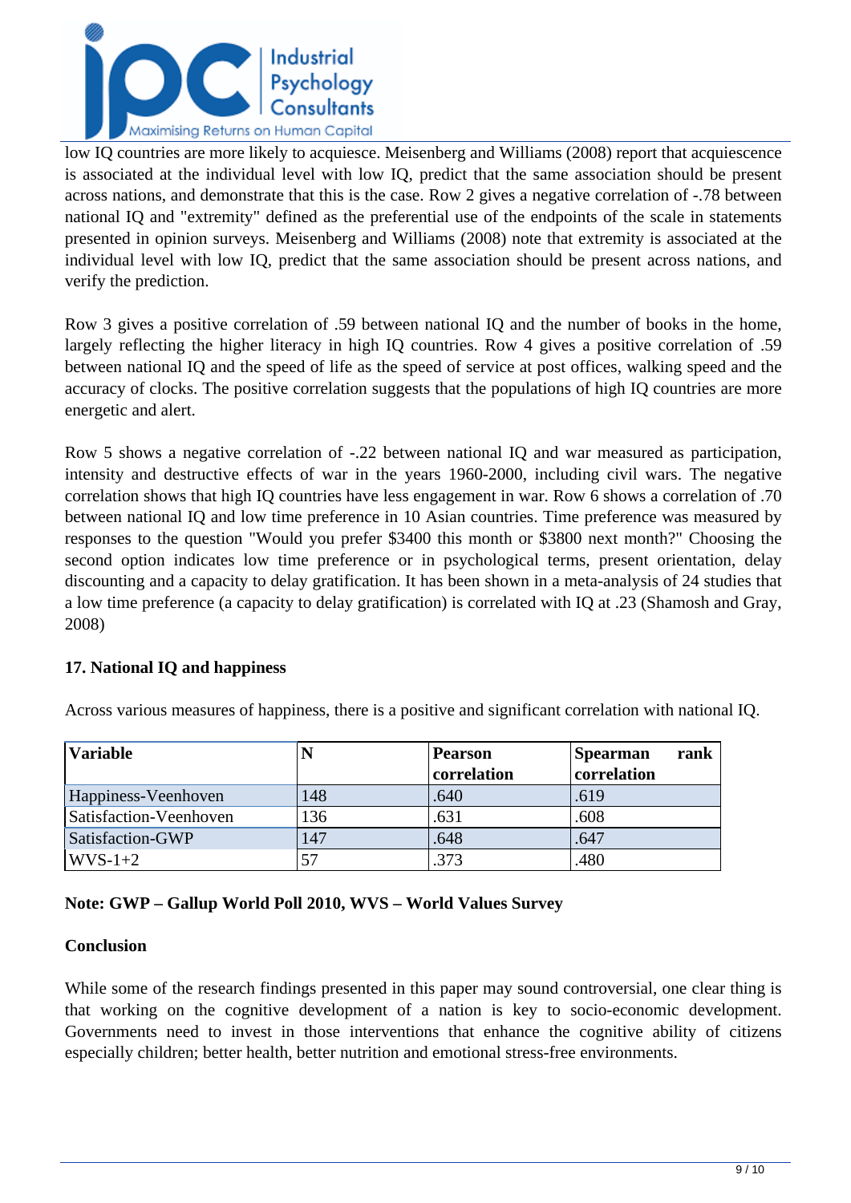low IQ countries are more likely to acquiesce. Meisenberg and Williams (2008) report that acquiescence is associated at the individual level with low IQ, predict that the same association should be present across nations, and demonstrate that this is the case. Row 2 gives a negative correlation of -.78 between national IQ and "extremity" defined as the preferential use of the endpoints of the scale in statements presented in opinion surveys. Meisenberg and Williams (2008) note that extremity is associated at the individual level with low IQ, predict that the same association should be present across nations, and verify the prediction.

Row 3 gives a positive correlation of .59 between national IQ and the number of books in the home, largely reflecting the higher literacy in high IQ countries. Row 4 gives a positive correlation of .59 between national IQ and the speed of life as the speed of service at post offices, walking speed and the accuracy of clocks. The positive correlation suggests that the populations of high IQ countries are more energetic and alert.

Row 5 shows a negative correlation of -.22 between national IQ and war measured as participation, intensity and destructive effects of war in the years 1960-2000, including civil wars. The negative correlation shows that high IQ countries have less engagement in war. Row 6 shows a correlation of .70 between national IQ and low time preference in 10 Asian countries. Time preference was measured by responses to the question "Would you prefer $3400 this month or $3800 next month?" Choosing the second option indicates low time preference or in psychological terms, present orientation, delay discounting and a capacity to delay gratification. It has been shown in a meta-analysis of 24 studies that a low time preference (a capacity to delay gratification) is correlated with IQ at .23 (Shamosh and Gray, 2008)

**17. National IQ and happiness**

Across various measures of happiness, there is a positive and significant correlation with national IQ.

| Variable | N | Pearson correlation | Spearman rank correlation |
|---|---|---|---|
| Happiness-Veenhoven | 148 | .640 | .619 |
| Satisfaction-Veenhoven | 136 | .631 | .608 |
| Satisfaction-GWP | 147 | .648 | .647 |
| WVS-1+2 | 57 | .373 | .480 |

**Note: GWP – Gallup World Poll 2010, WVS – World Values Survey**

**Conclusion**

While some of the research findings presented in this paper may sound controversial, one clear thing is that working on the cognitive development of a nation is key to socio-economic development. Governments need to invest in those interventions that enhance the cognitive ability of citizens especially children; better health, better nutrition and emotional stress-free environments.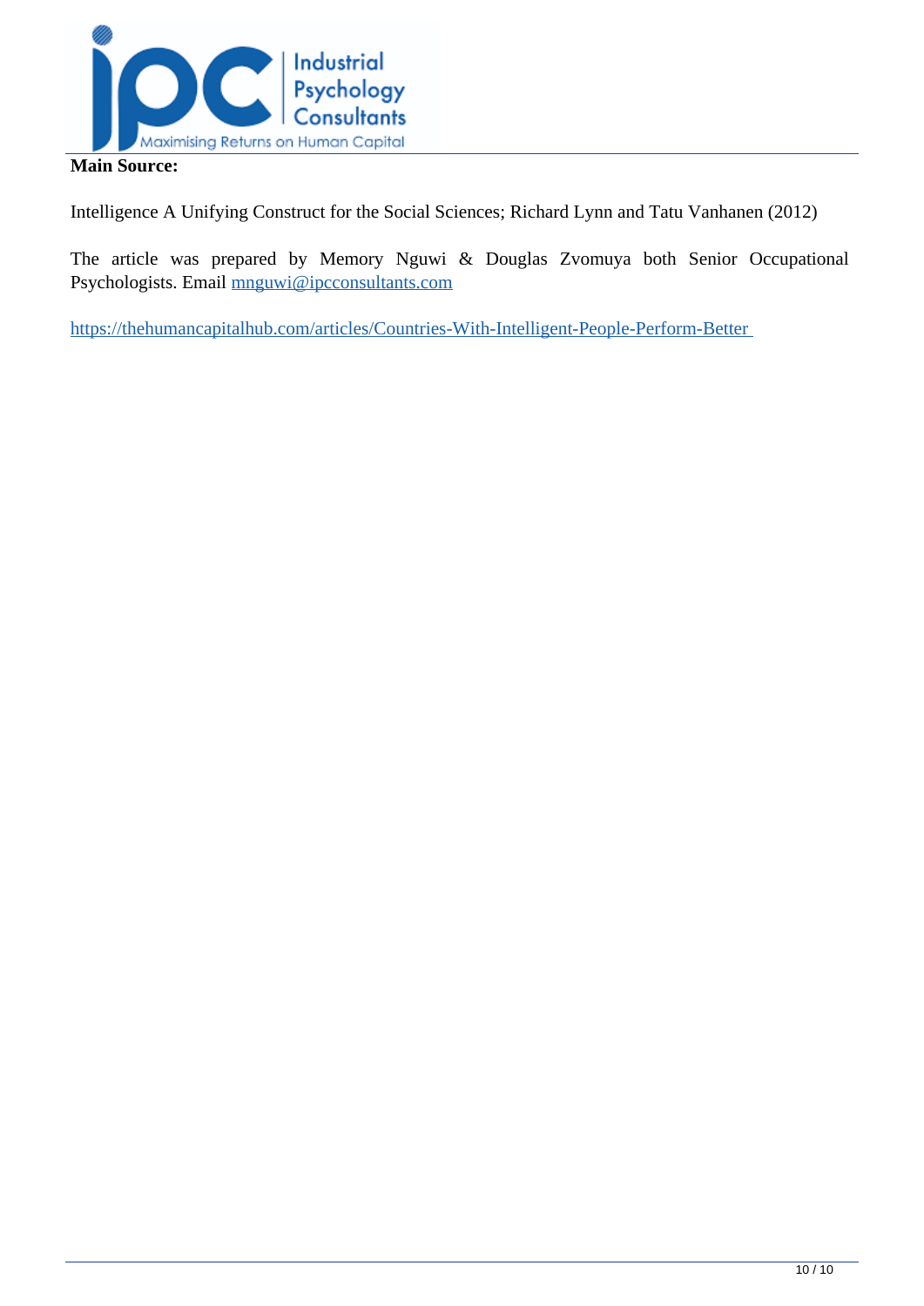**Main Source:**

Intelligence A Unifying Construct for the Social Sciences; Richard Lynn and Tatu Vanhanen (2012)

The article was prepared by Memory Nguwi & Douglas Zvomuya both Senior Occupational Psychologists. Email mnguwi@ipcconsultants.com

https://thehumancapitalhub.com/articles/Countries-With-Intelligent-People-Perform-Better